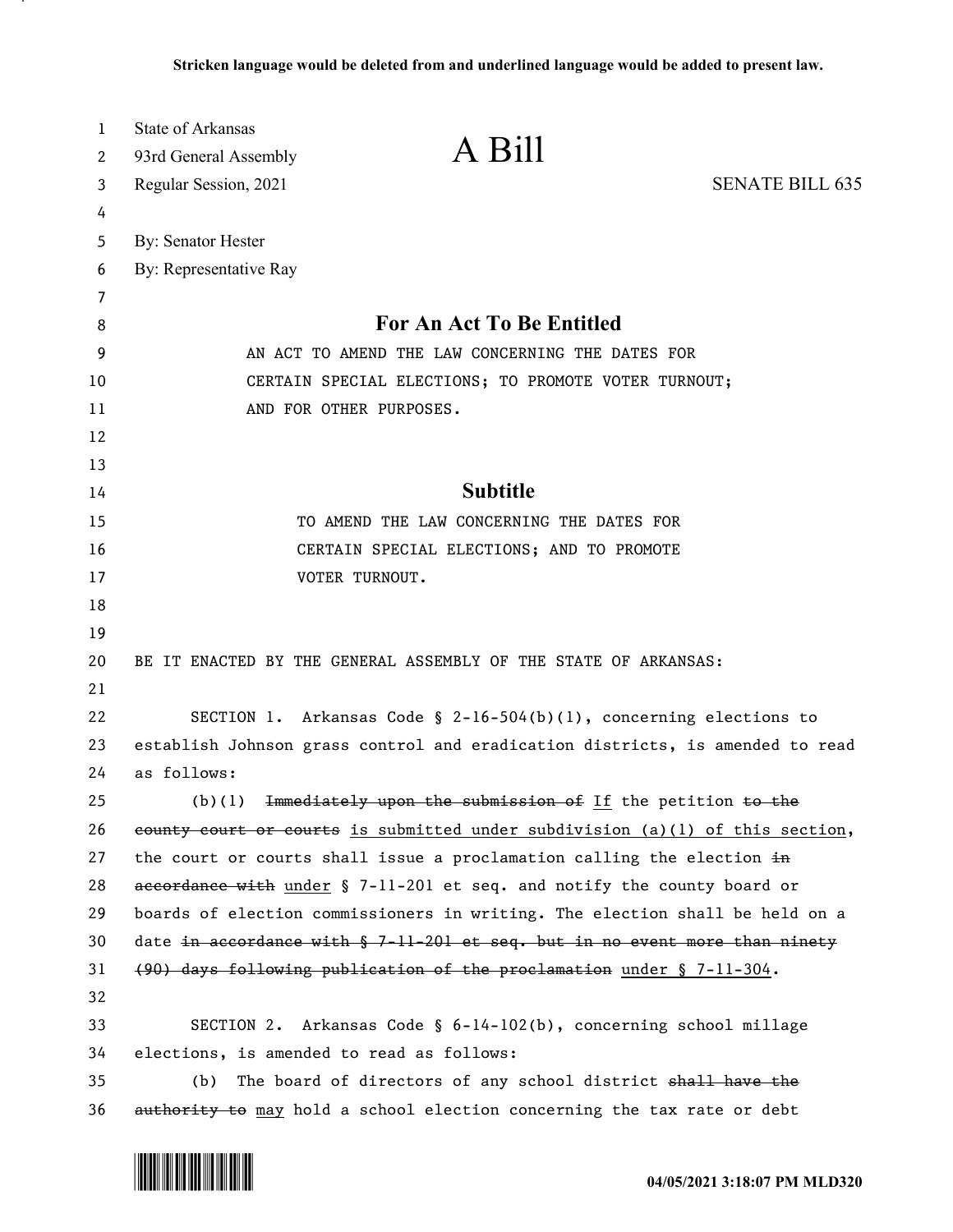Stricken language would be deleted from and underlined language would be added to present law.

State of Arkansas
93rd General Assembly
Regular Session, 2021

# A Bill

SENATE BILL 635

By: Senator Hester
By: Representative Ray

## For An Act To Be Entitled

AN ACT TO AMEND THE LAW CONCERNING THE DATES FOR CERTAIN SPECIAL ELECTIONS; TO PROMOTE VOTER TURNOUT; AND FOR OTHER PURPOSES.

## Subtitle

TO AMEND THE LAW CONCERNING THE DATES FOR CERTAIN SPECIAL ELECTIONS; AND TO PROMOTE VOTER TURNOUT.

BE IT ENACTED BY THE GENERAL ASSEMBLY OF THE STATE OF ARKANSAS:

SECTION 1. Arkansas Code § 2-16-504(b)(1), concerning elections to establish Johnson grass control and eradication districts, is amended to read as follows:

(b)(1) ~~Immediately upon the submission of~~ If the petition ~~to the county court or courts~~ is submitted under subdivision (a)(1) of this section, the court or courts shall issue a proclamation calling the election ~~in accordance with~~ under § 7-11-201 et seq. and notify the county board or boards of election commissioners in writing. The election shall be held on a date ~~in accordance with § 7-11-201 et seq. but in no event more than ninety (90) days following publication of the proclamation~~ under § 7-11-304.

SECTION 2. Arkansas Code § 6-14-102(b), concerning school millage elections, is amended to read as follows:

(b) The board of directors of any school district ~~shall have the authority to~~ may hold a school election concerning the tax rate or debt

04/05/2021 3:18:07 PM MLD320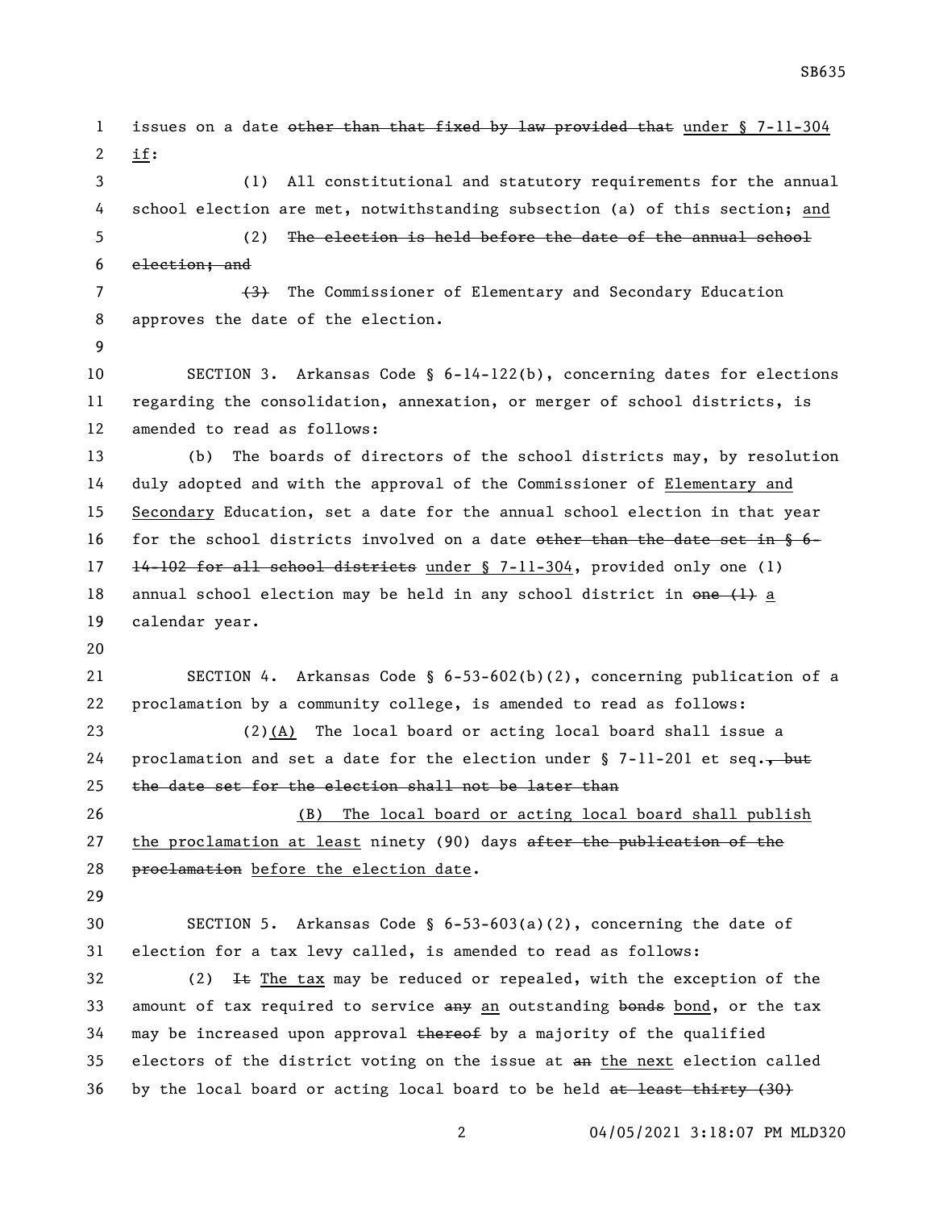issues on a date ~~other than that fixed by law provided that~~ under § 7-11-304 if:

(1) All constitutional and statutory requirements for the annual school election are met, notwithstanding subsection (a) of this section; and

(2) ~~The election is held before the date of the annual school election; and~~

~~(3)~~ The Commissioner of Elementary and Secondary Education approves the date of the election.

SECTION 3. Arkansas Code § 6-14-122(b), concerning dates for elections regarding the consolidation, annexation, or merger of school districts, is amended to read as follows:

(b) The boards of directors of the school districts may, by resolution duly adopted and with the approval of the Commissioner of Elementary and Secondary Education, set a date for the annual school election in that year for the school districts involved on a date ~~other than the date set in § 6-14-102 for all school districts~~ under § 7-11-304, provided only one (1) annual school election may be held in any school district in ~~one (1)~~ a calendar year.

SECTION 4. Arkansas Code § 6-53-602(b)(2), concerning publication of a proclamation by a community college, is amended to read as follows:

(2)(A) The local board or acting local board shall issue a proclamation and set a date for the election under § 7-11-201 et seq.~~, but the date set for the election shall not be later than~~

(B) The local board or acting local board shall publish the proclamation at least ninety (90) days ~~after the publication of the proclamation~~ before the election date.

SECTION 5. Arkansas Code § 6-53-603(a)(2), concerning the date of election for a tax levy called, is amended to read as follows:

(2) ~~It~~ The tax may be reduced or repealed, with the exception of the amount of tax required to service ~~any~~ an outstanding ~~bonds~~ bond, or the tax may be increased upon approval ~~thereof~~ by a majority of the qualified electors of the district voting on the issue at ~~an~~ the next election called by the local board or acting local board to be held ~~at least thirty (30)~~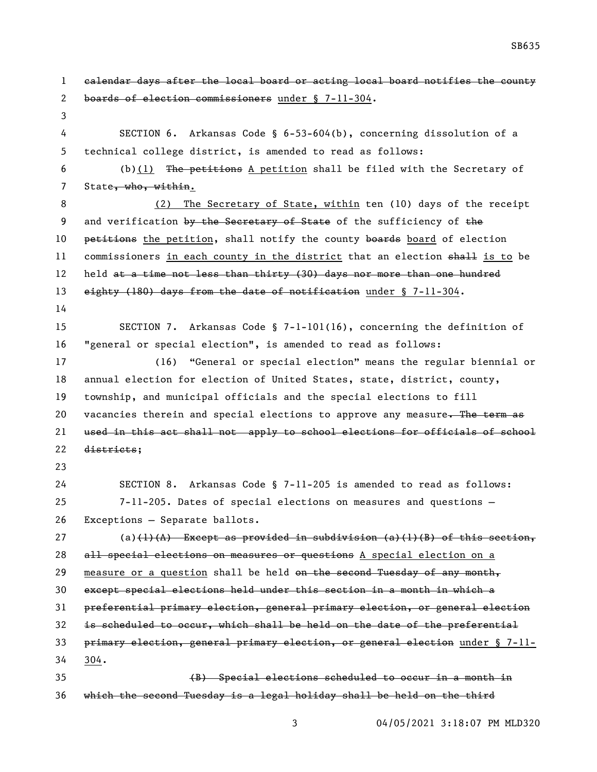~~calendar days after the local board or acting local board notifies the county boards of election commissioners~~ <u>under § 7-11-304</u>.

SECTION 6. Arkansas Code § 6-53-604(b), concerning dissolution of a technical college district, is amended to read as follows:

(b)<u>(1)</u> ~~The petitions~~ <u>A petition</u> shall be filed with the Secretary of State~~, who, within~~<u>.</u>

<u>(2) The Secretary of State, within</u> ten (10) days of the receipt and verification ~~by the Secretary of State~~ of the sufficiency of ~~the petitions~~ <u>the petition</u>, shall notify the county ~~boards~~ <u>board</u> of election commissioners <u>in each county in the district</u> that an election ~~shall~~ <u>is to</u> be held ~~at a time not less than thirty (30) days nor more than one hundred eighty (180) days from the date of notification~~ <u>under § 7-11-304</u>.

SECTION 7. Arkansas Code § 7-1-101(16), concerning the definition of "general or special election", is amended to read as follows:

(16) "General or special election" means the regular biennial or annual election for election of United States, state, district, county, township, and municipal officials and the special elections to fill vacancies therein and special elections to approve any measure~~. The term as used in this act shall not apply to school elections for officials of school districts~~;

SECTION 8. Arkansas Code § 7-11-205 is amended to read as follows:

7-11-205. Dates of special elections on measures and questions — Exceptions — Separate ballots.

(a)~~(1)(A) Except as provided in subdivision (a)(1)(B) of this section, all special elections on measures or questions~~ <u>A special election on a measure or a question</u> shall be held ~~on the second Tuesday of any month, except special elections held under this section in a month in which a preferential primary election, general primary election, or general election is scheduled to occur, which shall be held on the date of the preferential primary election, general primary election, or general election~~ <u>under § 7-11-304</u>.

~~(B) Special elections scheduled to occur in a month in which the second Tuesday is a legal holiday shall be held on the third~~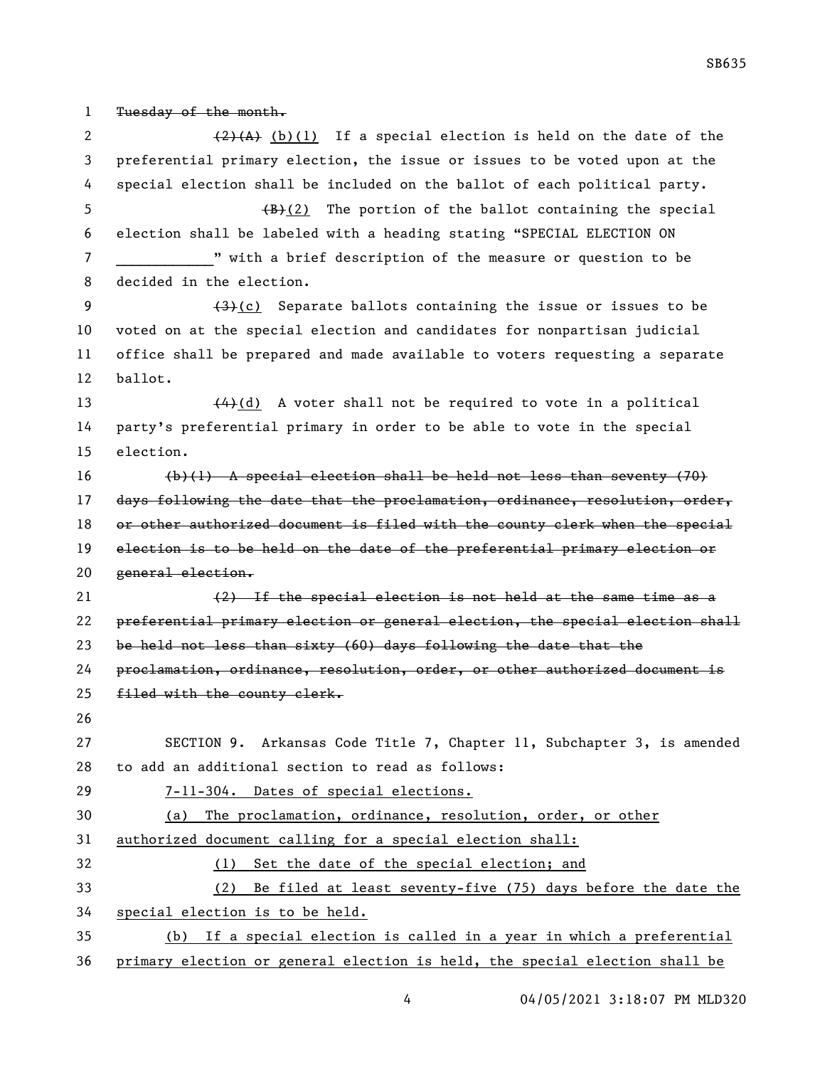~~Tuesday of the month.~~

~~(2)(A)~~ <u>(b)(1)</u> If a special election is held on the date of the preferential primary election, the issue or issues to be voted upon at the special election shall be included on the ballot of each political party.

~~(B)~~<u>(2)</u> The portion of the ballot containing the special election shall be labeled with a heading stating "SPECIAL ELECTION ON ____________" with a brief description of the measure or question to be decided in the election.

~~(3)~~<u>(c)</u> Separate ballots containing the issue or issues to be voted on at the special election and candidates for nonpartisan judicial office shall be prepared and made available to voters requesting a separate ballot.

~~(4)~~<u>(d)</u> A voter shall not be required to vote in a political party's preferential primary in order to be able to vote in the special election.

~~(b)(1) A special election shall be held not less than seventy (70) days following the date that the proclamation, ordinance, resolution, order, or other authorized document is filed with the county clerk when the special election is to be held on the date of the preferential primary election or general election.~~

~~(2) If the special election is not held at the same time as a preferential primary election or general election, the special election shall be held not less than sixty (60) days following the date that the proclamation, ordinance, resolution, order, or other authorized document is filed with the county clerk.~~

SECTION 9. Arkansas Code Title 7, Chapter 11, Subchapter 3, is amended to add an additional section to read as follows:

<u>7-11-304. Dates of special elections.</u>

<u>(a) The proclamation, ordinance, resolution, order, or other authorized document calling for a special election shall:</u>

<u>(1) Set the date of the special election; and</u>

<u>(2) Be filed at least seventy-five (75) days before the date the special election is to be held.</u>

<u>(b) If a special election is called in a year in which a preferential primary election or general election is held, the special election shall be</u>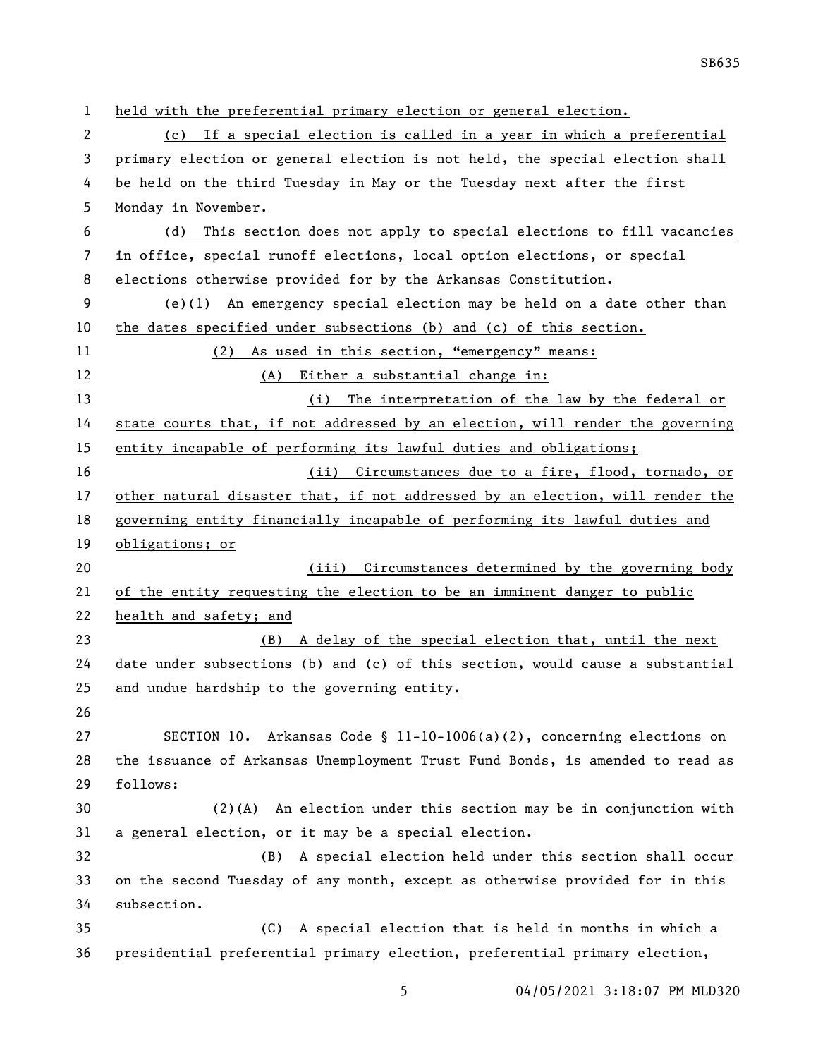held with the preferential primary election or general election.

(c) If a special election is called in a year in which a preferential primary election or general election is not held, the special election shall be held on the third Tuesday in May or the Tuesday next after the first Monday in November.

(d) This section does not apply to special elections to fill vacancies in office, special runoff elections, local option elections, or special elections otherwise provided for by the Arkansas Constitution.

(e)(1) An emergency special election may be held on a date other than the dates specified under subsections (b) and (c) of this section.

(2) As used in this section, "emergency" means:

(A) Either a substantial change in:

(i) The interpretation of the law by the federal or state courts that, if not addressed by an election, will render the governing entity incapable of performing its lawful duties and obligations;

(ii) Circumstances due to a fire, flood, tornado, or other natural disaster that, if not addressed by an election, will render the governing entity financially incapable of performing its lawful duties and obligations; or

(iii) Circumstances determined by the governing body of the entity requesting the election to be an imminent danger to public health and safety; and

(B) A delay of the special election that, until the next date under subsections (b) and (c) of this section, would cause a substantial and undue hardship to the governing entity.

SECTION 10. Arkansas Code § 11-10-1006(a)(2), concerning elections on the issuance of Arkansas Unemployment Trust Fund Bonds, is amended to read as follows:

(2)(A) An election under this section may be ~~in conjunction with a general election, or it may be a special election.~~

~~(B) A special election held under this section shall occur on the second Tuesday of any month, except as otherwise provided for in this subsection.~~

~~(C) A special election that is held in months in which a presidential preferential primary election, preferential primary election,~~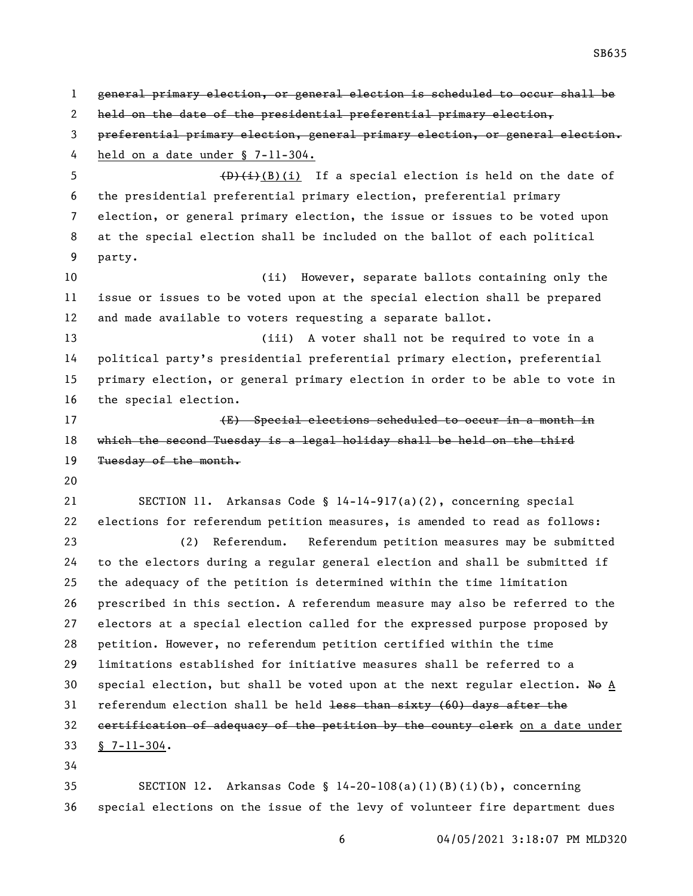~~general primary election, or general election is scheduled to occur shall be held on the date of the presidential preferential primary election, preferential primary election, general primary election, or general election.~~ held on a date under § 7-11-304.

~~(D)(i)~~(B)(i) If a special election is held on the date of the presidential preferential primary election, preferential primary election, or general primary election, the issue or issues to be voted upon at the special election shall be included on the ballot of each political party.

(ii) However, separate ballots containing only the issue or issues to be voted upon at the special election shall be prepared and made available to voters requesting a separate ballot.

(iii) A voter shall not be required to vote in a political party's presidential preferential primary election, preferential primary election, or general primary election in order to be able to vote in the special election.

~~(E) Special elections scheduled to occur in a month in which the second Tuesday is a legal holiday shall be held on the third Tuesday of the month.~~

SECTION 11. Arkansas Code § 14-14-917(a)(2), concerning special elections for referendum petition measures, is amended to read as follows:

(2) Referendum. Referendum petition measures may be submitted to the electors during a regular general election and shall be submitted if the adequacy of the petition is determined within the time limitation prescribed in this section. A referendum measure may also be referred to the electors at a special election called for the expressed purpose proposed by petition. However, no referendum petition certified within the time limitations established for initiative measures shall be referred to a special election, but shall be voted upon at the next regular election. ~~No~~ A referendum election shall be held ~~less than sixty (60) days after the certification of adequacy of the petition by the county clerk~~ on a date under § 7-11-304.

SECTION 12. Arkansas Code § 14-20-108(a)(1)(B)(i)(b), concerning special elections on the issue of the levy of volunteer fire department dues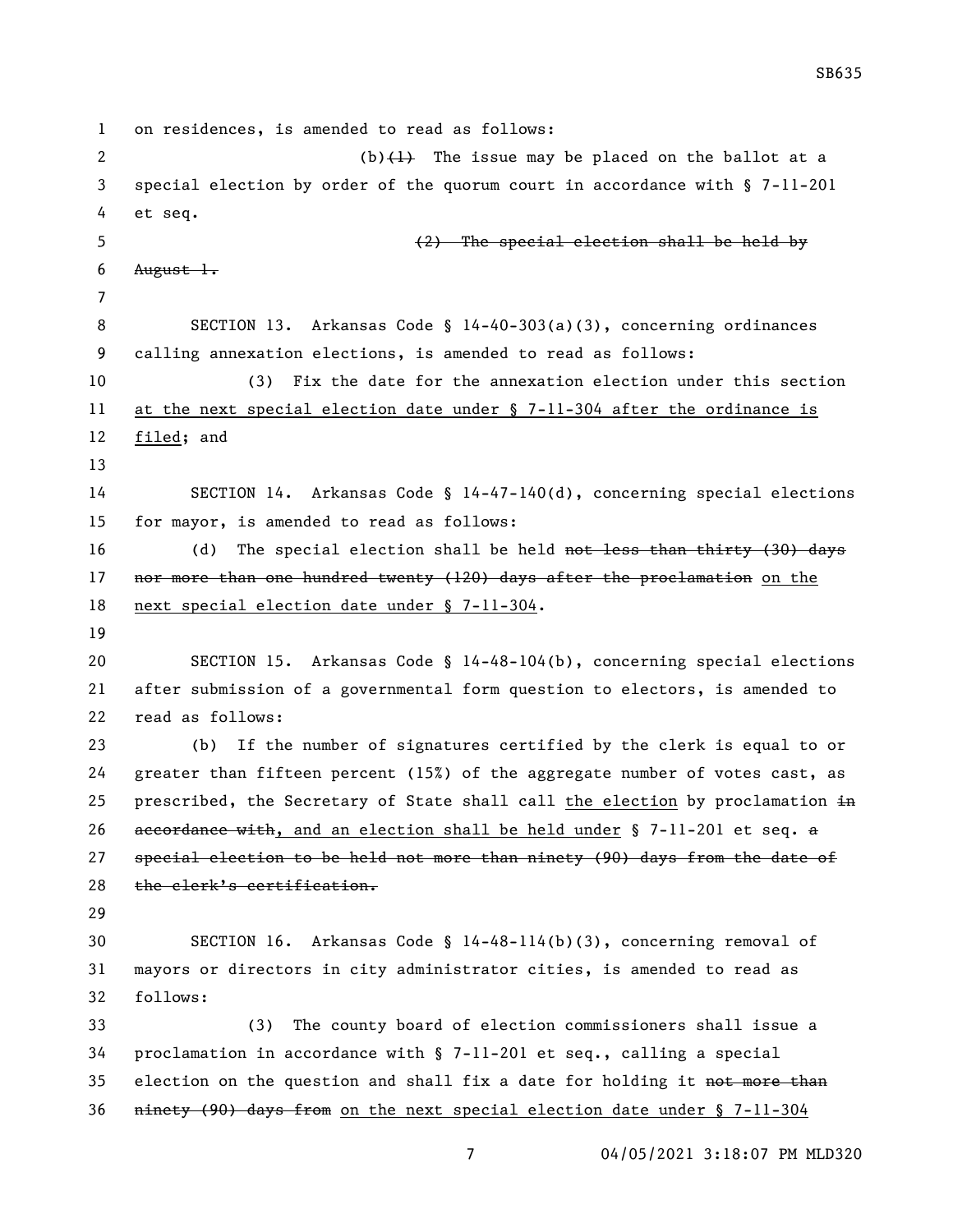on residences, is amended to read as follows:

(b)~~(1)~~ The issue may be placed on the ballot at a special election by order of the quorum court in accordance with § 7-11-201 et seq.

~~(2) The special election shall be held by August 1.~~

SECTION 13. Arkansas Code § 14-40-303(a)(3), concerning ordinances calling annexation elections, is amended to read as follows:

(3) Fix the date for the annexation election under this section <u>at the next special election date under § 7-11-304 after the ordinance is filed</u>; and

SECTION 14. Arkansas Code § 14-47-140(d), concerning special elections for mayor, is amended to read as follows:

(d) The special election shall be held ~~not less than thirty (30) days nor more than one hundred twenty (120) days after the proclamation~~ <u>on the next special election date under § 7-11-304</u>.

SECTION 15. Arkansas Code § 14-48-104(b), concerning special elections after submission of a governmental form question to electors, is amended to read as follows:

(b) If the number of signatures certified by the clerk is equal to or greater than fifteen percent (15%) of the aggregate number of votes cast, as prescribed, the Secretary of State shall call <u>the election</u> by proclamation ~~in accordance with~~<u>, and an election shall be held under</u> § 7-11-201 et seq. ~~a special election to be held not more than ninety (90) days from the date of the clerk's certification.~~

SECTION 16. Arkansas Code § 14-48-114(b)(3), concerning removal of mayors or directors in city administrator cities, is amended to read as follows:

(3) The county board of election commissioners shall issue a proclamation in accordance with § 7-11-201 et seq., calling a special election on the question and shall fix a date for holding it ~~not more than ninety (90) days from~~ <u>on the next special election date under § 7-11-304</u>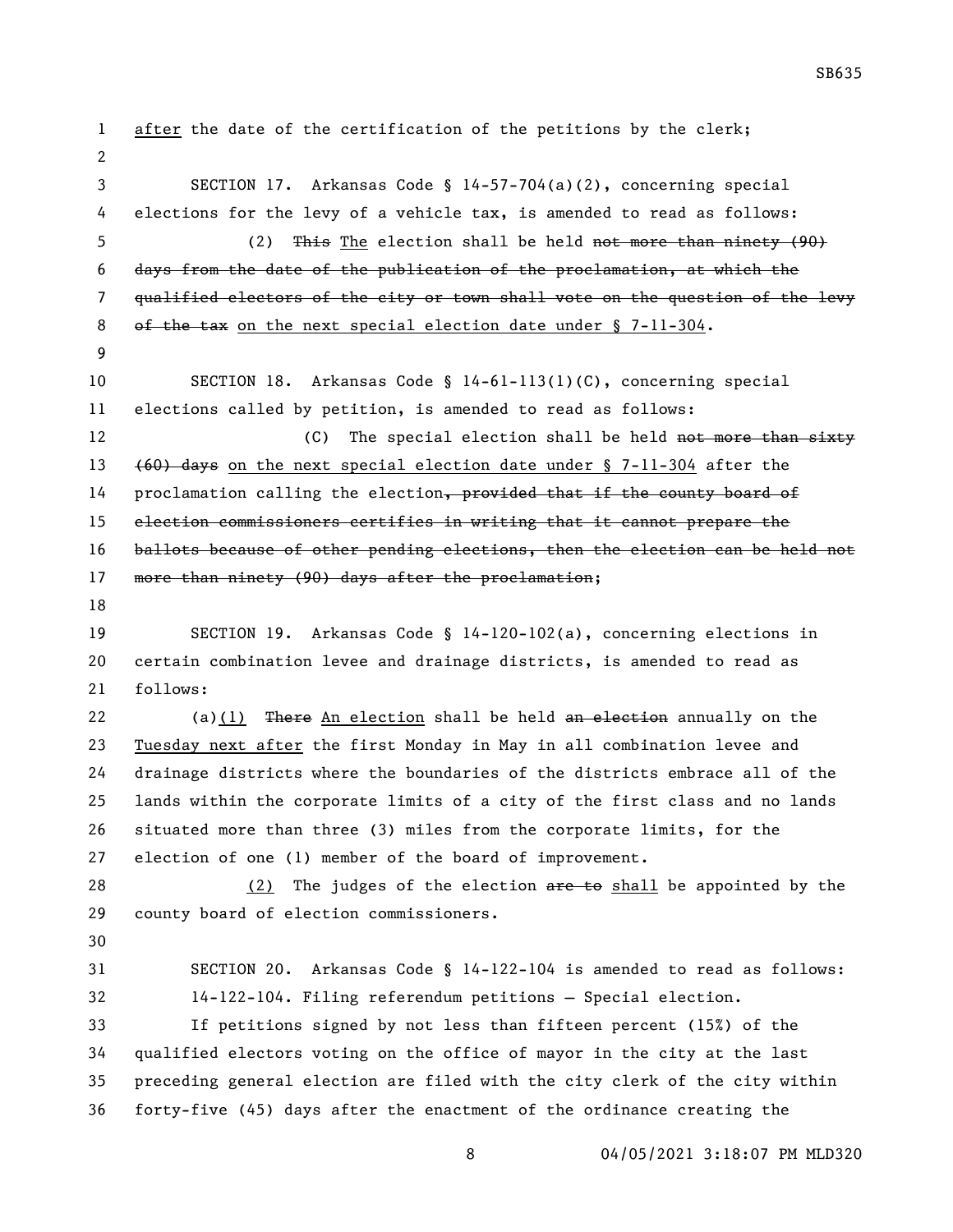after the date of the certification of the petitions by the clerk;

SECTION 17. Arkansas Code § 14-57-704(a)(2), concerning special elections for the levy of a vehicle tax, is amended to read as follows:

(2) ~~This~~ The election shall be held ~~not more than ninety (90) days from the date of the publication of the proclamation, at which the qualified electors of the city or town shall vote on the question of the levy of the tax~~ on the next special election date under § 7-11-304.

SECTION 18. Arkansas Code § 14-61-113(1)(C), concerning special elections called by petition, is amended to read as follows:

(C) The special election shall be held ~~not more than sixty (60) days~~ on the next special election date under § 7-11-304 after the proclamation calling the election~~, provided that if the county board of election commissioners certifies in writing that it cannot prepare the ballots because of other pending elections, then the election can be held not more than ninety (90) days after the proclamation~~;

SECTION 19. Arkansas Code § 14-120-102(a), concerning elections in certain combination levee and drainage districts, is amended to read as follows:

(a)(1) ~~There~~ An election shall be held ~~an election~~ annually on the Tuesday next after the first Monday in May in all combination levee and drainage districts where the boundaries of the districts embrace all of the lands within the corporate limits of a city of the first class and no lands situated more than three (3) miles from the corporate limits, for the election of one (1) member of the board of improvement.

(2) The judges of the election ~~are to~~ shall be appointed by the county board of election commissioners.

SECTION 20. Arkansas Code § 14-122-104 is amended to read as follows:

14-122-104. Filing referendum petitions — Special election.

If petitions signed by not less than fifteen percent (15%) of the qualified electors voting on the office of mayor in the city at the last preceding general election are filed with the city clerk of the city within forty-five (45) days after the enactment of the ordinance creating the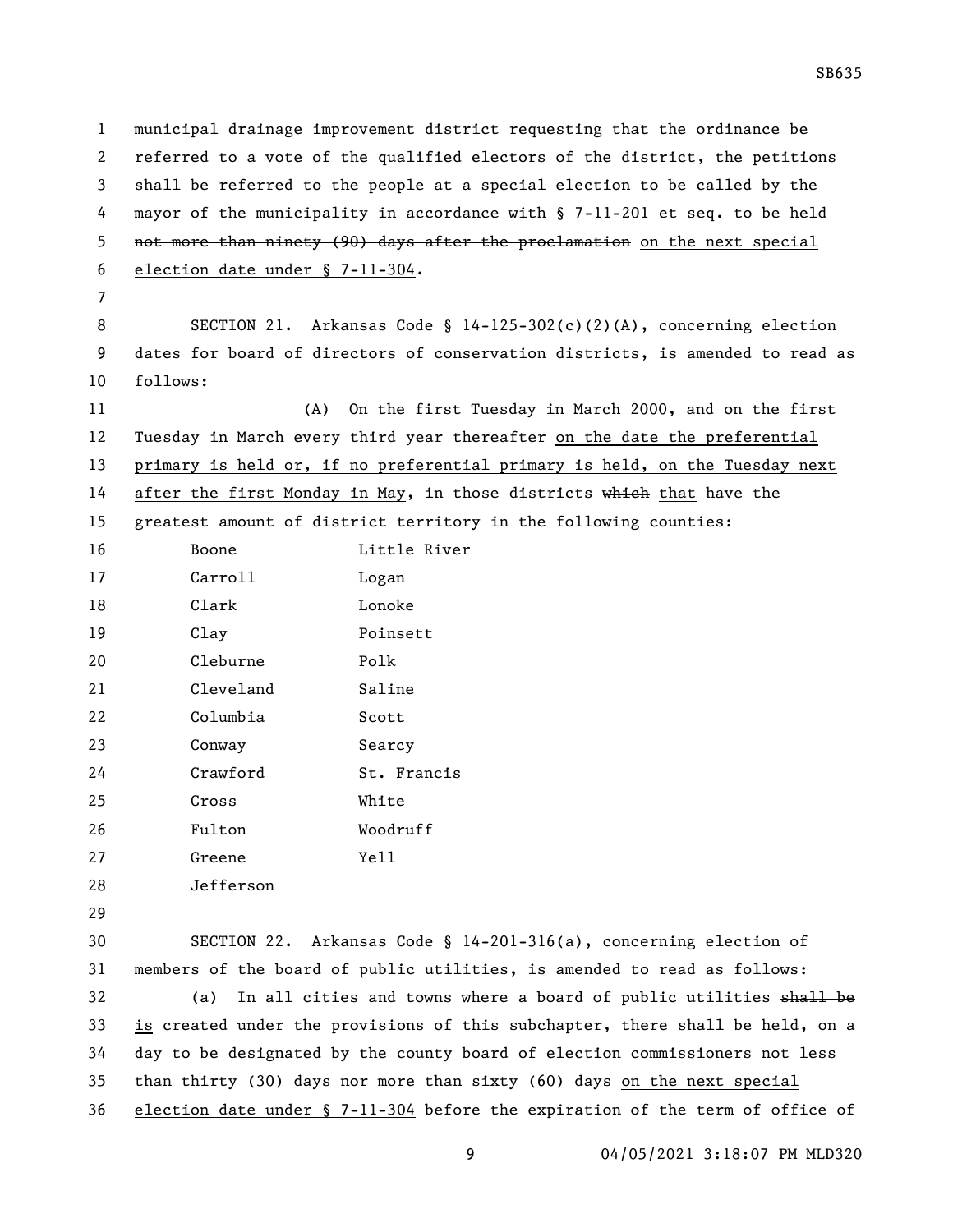municipal drainage improvement district requesting that the ordinance be referred to a vote of the qualified electors of the district, the petitions shall be referred to the people at a special election to be called by the mayor of the municipality in accordance with § 7-11-201 et seq. to be held ~~not more than ninety (90) days after the proclamation~~ <u>on the next special election date under § 7-11-304</u>.

SECTION 21. Arkansas Code § 14-125-302(c)(2)(A), concerning election dates for board of directors of conservation districts, is amended to read as follows:

(A) On the first Tuesday in March 2000, and ~~on the first Tuesday in March~~ every third year thereafter <u>on the date the preferential primary is held or, if no preferential primary is held, on the Tuesday next after the first Monday in May</u>, in those districts ~~which~~ <u>that</u> have the greatest amount of district territory in the following counties:

| | |
|---|---|
| Boone | Little River |
| Carroll | Logan |
| Clark | Lonoke |
| Clay | Poinsett |
| Cleburne | Polk |
| Cleveland | Saline |
| Columbia | Scott |
| Conway | Searcy |
| Crawford | St. Francis |
| Cross | White |
| Fulton | Woodruff |
| Greene | Yell |
| Jefferson | |

SECTION 22. Arkansas Code § 14-201-316(a), concerning election of members of the board of public utilities, is amended to read as follows:

(a) In all cities and towns where a board of public utilities ~~shall be~~ <u>is</u> created under ~~the provisions of~~ this subchapter, there shall be held, ~~on a day to be designated by the county board of election commissioners not less than thirty (30) days nor more than sixty (60) days~~ <u>on the next special election date under § 7-11-304</u> before the expiration of the term of office of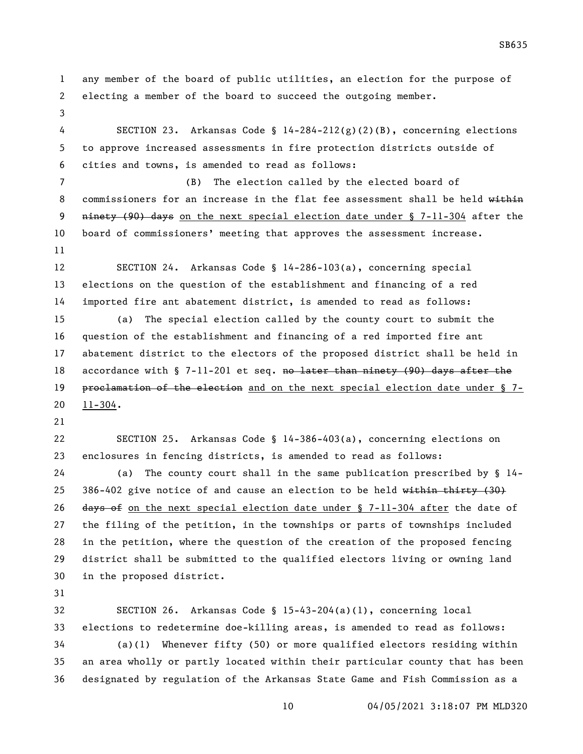any member of the board of public utilities, an election for the purpose of electing a member of the board to succeed the outgoing member.

SECTION 23. Arkansas Code § 14-284-212(g)(2)(B), concerning elections to approve increased assessments in fire protection districts outside of cities and towns, is amended to read as follows:

(B) The election called by the elected board of commissioners for an increase in the flat fee assessment shall be held ~~within ninety (90) days~~ <u>on the next special election date under § 7-11-304</u> after the board of commissioners' meeting that approves the assessment increase.

SECTION 24. Arkansas Code § 14-286-103(a), concerning special elections on the question of the establishment and financing of a red imported fire ant abatement district, is amended to read as follows:

(a) The special election called by the county court to submit the question of the establishment and financing of a red imported fire ant abatement district to the electors of the proposed district shall be held in accordance with § 7-11-201 et seq. ~~no later than ninety (90) days after the proclamation of the election~~ <u>and on the next special election date under § 7-11-304</u>.

SECTION 25. Arkansas Code § 14-386-403(a), concerning elections on enclosures in fencing districts, is amended to read as follows:

(a) The county court shall in the same publication prescribed by § 14-386-402 give notice of and cause an election to be held ~~within thirty (30) days of~~ <u>on the next special election date under § 7-11-304 after</u> the date of the filing of the petition, in the townships or parts of townships included in the petition, where the question of the creation of the proposed fencing district shall be submitted to the qualified electors living or owning land in the proposed district.

SECTION 26. Arkansas Code § 15-43-204(a)(1), concerning local elections to redetermine doe-killing areas, is amended to read as follows:

(a)(1) Whenever fifty (50) or more qualified electors residing within an area wholly or partly located within their particular county that has been designated by regulation of the Arkansas State Game and Fish Commission as a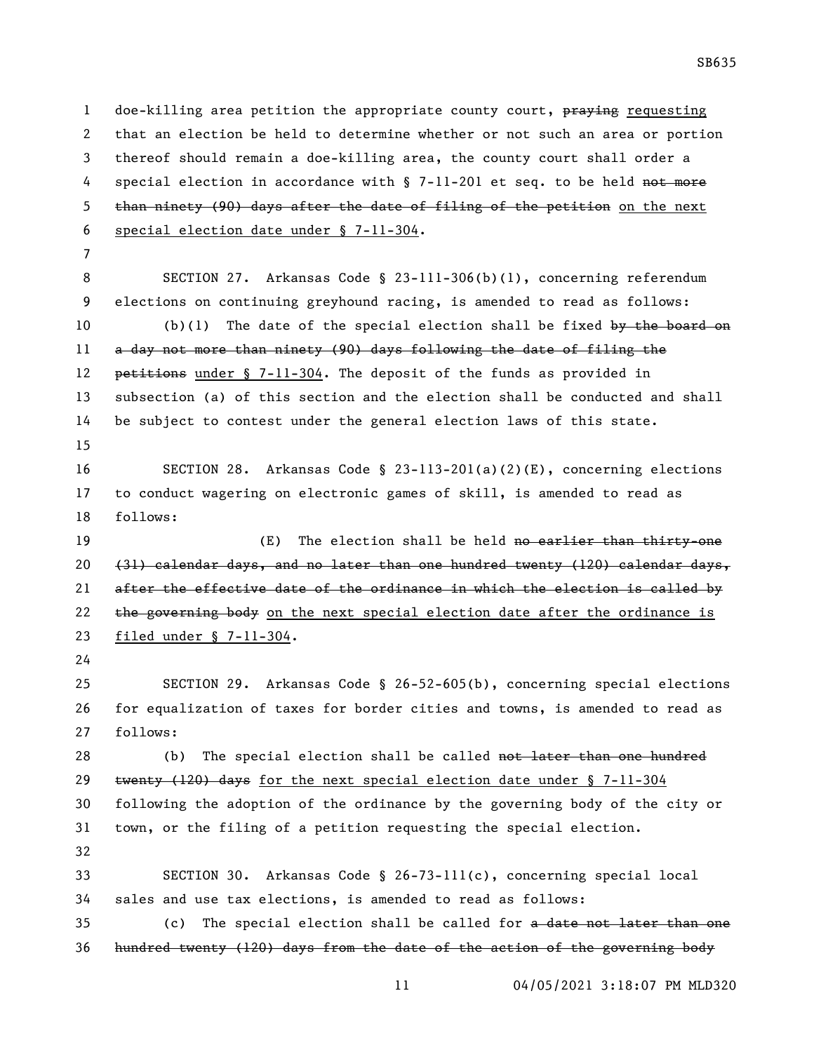doe-killing area petition the appropriate county court, ~~praying~~ <u>requesting</u> that an election be held to determine whether or not such an area or portion thereof should remain a doe-killing area, the county court shall order a special election in accordance with § 7-11-201 et seq. to be held ~~not more than ninety (90) days after the date of filing of the petition~~ <u>on the next special election date under § 7-11-304</u>.

SECTION 27. Arkansas Code § 23-111-306(b)(1), concerning referendum elections on continuing greyhound racing, is amended to read as follows:

(b)(1) The date of the special election shall be fixed ~~by the board on a day not more than ninety (90) days following the date of filing the petitions~~ <u>under § 7-11-304</u>. The deposit of the funds as provided in subsection (a) of this section and the election shall be conducted and shall be subject to contest under the general election laws of this state.

SECTION 28. Arkansas Code § 23-113-201(a)(2)(E), concerning elections to conduct wagering on electronic games of skill, is amended to read as follows:

(E) The election shall be held ~~no earlier than thirty-one (31) calendar days, and no later than one hundred twenty (120) calendar days, after the effective date of the ordinance in which the election is called by the governing body~~ <u>on the next special election date after the ordinance is filed under § 7-11-304</u>.

SECTION 29. Arkansas Code § 26-52-605(b), concerning special elections for equalization of taxes for border cities and towns, is amended to read as follows:

(b) The special election shall be called ~~not later than one hundred twenty (120) days~~ <u>for the next special election date under § 7-11-304</u> following the adoption of the ordinance by the governing body of the city or town, or the filing of a petition requesting the special election.

SECTION 30. Arkansas Code § 26-73-111(c), concerning special local sales and use tax elections, is amended to read as follows:

(c) The special election shall be called for ~~a date not later than one hundred twenty (120) days from the date of the action of the governing body~~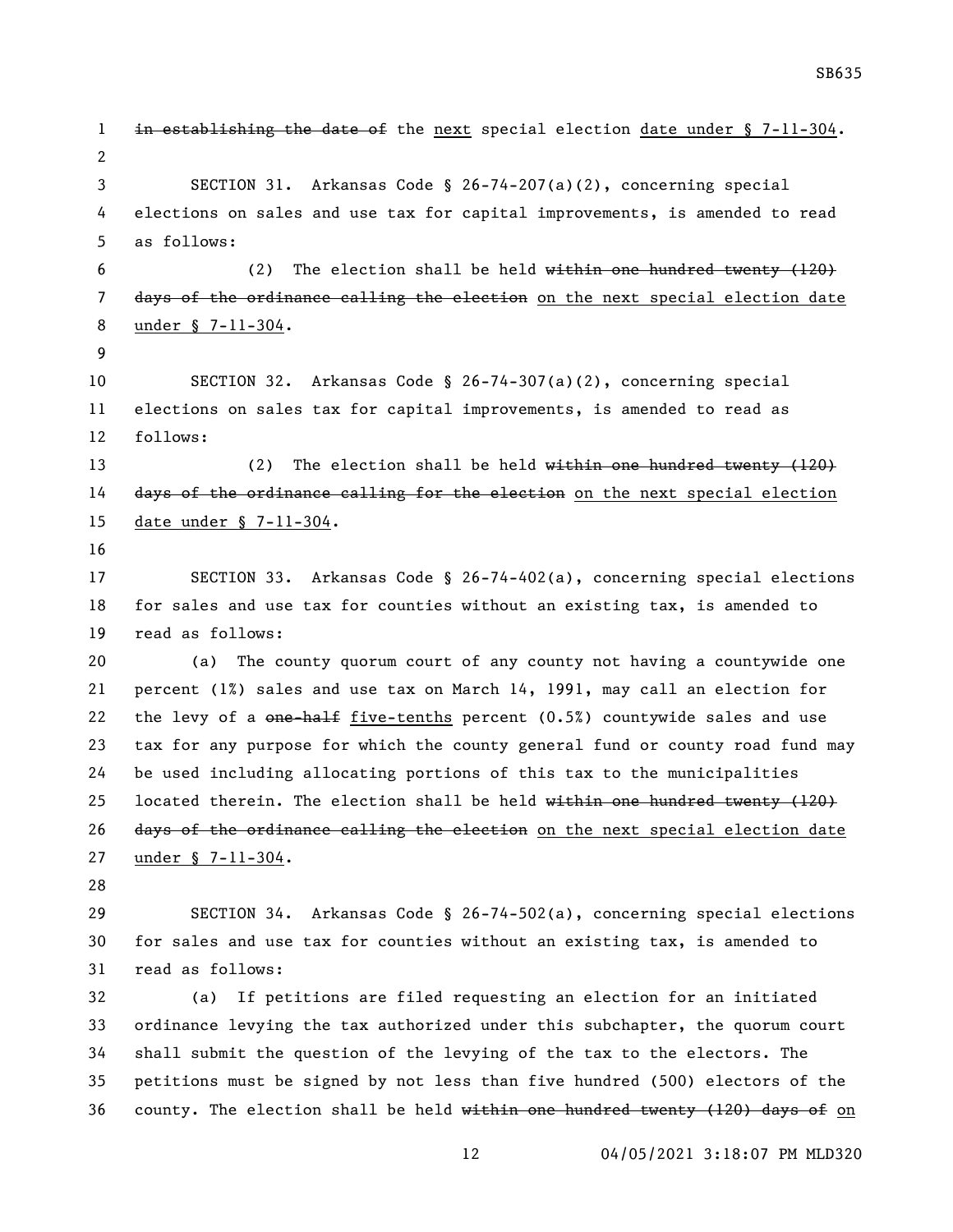~~in establishing the date of~~ the <u>next</u> special election <u>date under § 7-11-304</u>.

SECTION 31. Arkansas Code § 26-74-207(a)(2), concerning special elections on sales and use tax for capital improvements, is amended to read as follows:

(2) The election shall be held ~~within one hundred twenty (120) days of the ordinance calling the election~~ <u>on the next special election date under § 7-11-304</u>.

SECTION 32. Arkansas Code § 26-74-307(a)(2), concerning special elections on sales tax for capital improvements, is amended to read as follows:

(2) The election shall be held ~~within one hundred twenty (120) days of the ordinance calling for the election~~ <u>on the next special election date under § 7-11-304</u>.

SECTION 33. Arkansas Code § 26-74-402(a), concerning special elections for sales and use tax for counties without an existing tax, is amended to read as follows:

(a) The county quorum court of any county not having a countywide one percent (1%) sales and use tax on March 14, 1991, may call an election for the levy of a ~~one-half~~ <u>five-tenths</u> percent (0.5%) countywide sales and use tax for any purpose for which the county general fund or county road fund may be used including allocating portions of this tax to the municipalities located therein. The election shall be held ~~within one hundred twenty (120) days of the ordinance calling the election~~ <u>on the next special election date under § 7-11-304</u>.

SECTION 34. Arkansas Code § 26-74-502(a), concerning special elections for sales and use tax for counties without an existing tax, is amended to read as follows:

(a) If petitions are filed requesting an election for an initiated ordinance levying the tax authorized under this subchapter, the quorum court shall submit the question of the levying of the tax to the electors. The petitions must be signed by not less than five hundred (500) electors of the county. The election shall be held ~~within one hundred twenty (120) days of~~ <u>on</u>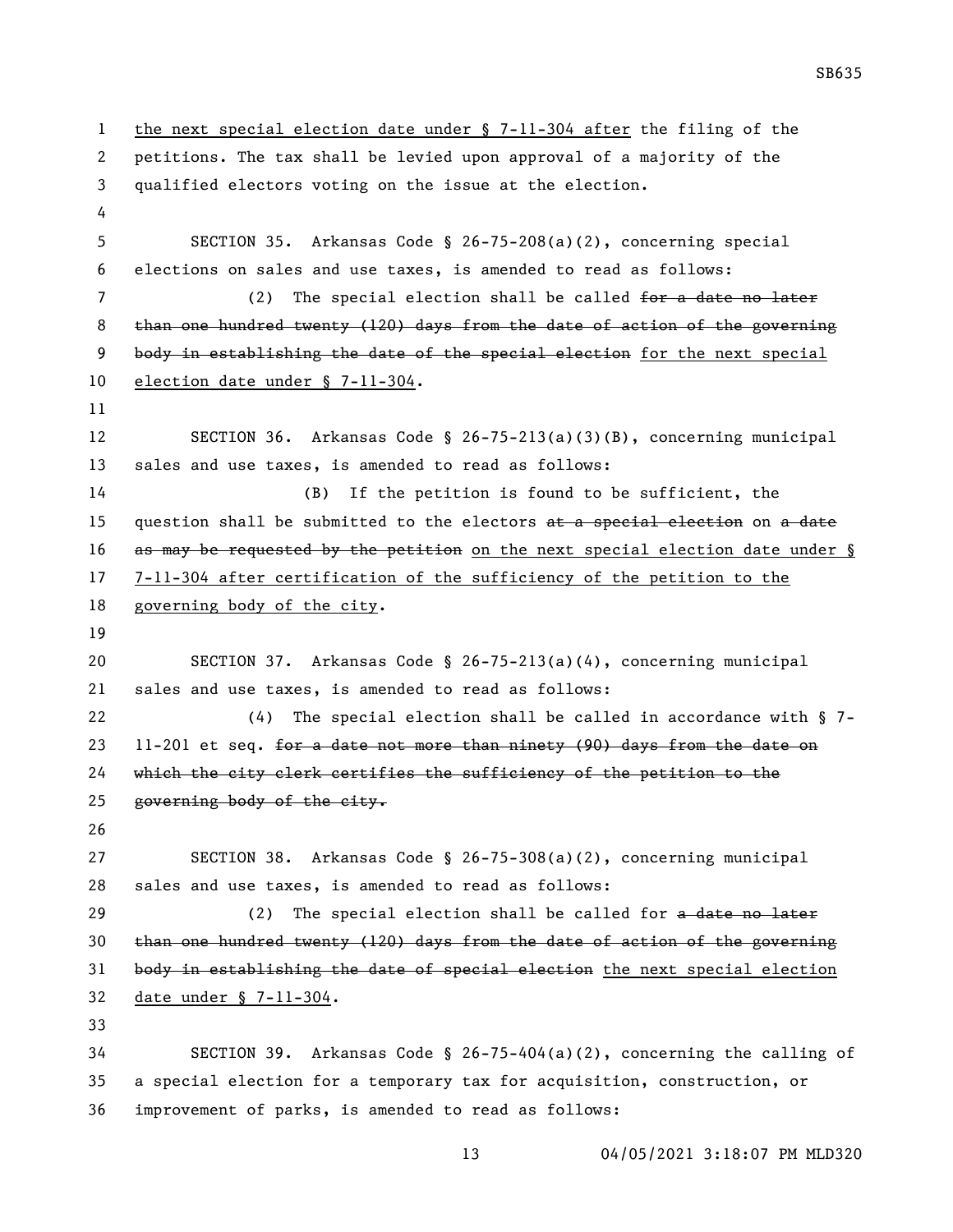the next special election date under § 7-11-304 after the filing of the petitions. The tax shall be levied upon approval of a majority of the qualified electors voting on the issue at the election.

SECTION 35. Arkansas Code § 26-75-208(a)(2), concerning special elections on sales and use taxes, is amended to read as follows:

(2) The special election shall be called ~~for a date no later than one hundred twenty (120) days from the date of action of the governing body in establishing the date of the special election~~ for the next special election date under § 7-11-304.

SECTION 36. Arkansas Code § 26-75-213(a)(3)(B), concerning municipal sales and use taxes, is amended to read as follows:

(B) If the petition is found to be sufficient, the question shall be submitted to the electors ~~at a special election~~ on ~~a date as may be requested by the petition~~ on the next special election date under § 7-11-304 after certification of the sufficiency of the petition to the governing body of the city.

SECTION 37. Arkansas Code § 26-75-213(a)(4), concerning municipal sales and use taxes, is amended to read as follows:

(4) The special election shall be called in accordance with § 7-11-201 et seq. ~~for a date not more than ninety (90) days from the date on which the city clerk certifies the sufficiency of the petition to the governing body of the city.~~

SECTION 38. Arkansas Code § 26-75-308(a)(2), concerning municipal sales and use taxes, is amended to read as follows:

(2) The special election shall be called for ~~a date no later than one hundred twenty (120) days from the date of action of the governing body in establishing the date of special election~~ the next special election date under § 7-11-304.

SECTION 39. Arkansas Code § 26-75-404(a)(2), concerning the calling of a special election for a temporary tax for acquisition, construction, or improvement of parks, is amended to read as follows: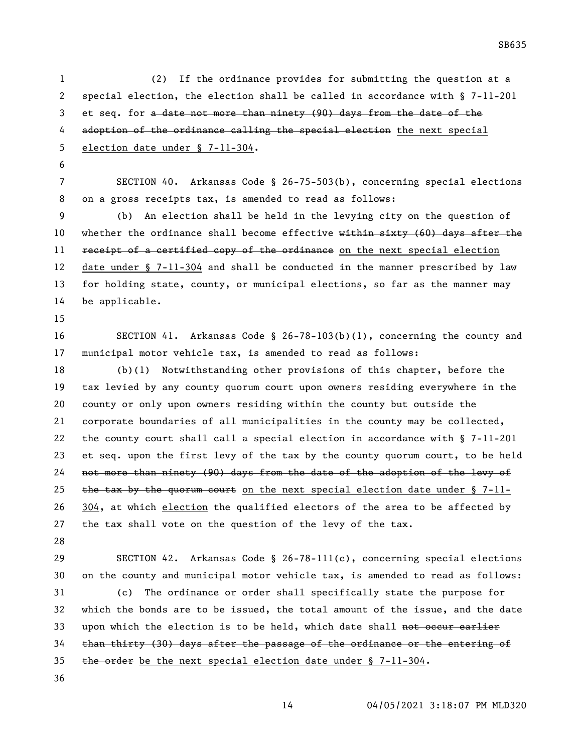(2) If the ordinance provides for submitting the question at a special election, the election shall be called in accordance with § 7-11-201 et seq. for ~~a date not more than ninety (90) days from the date of the adoption of the ordinance calling the special election~~ <u>the next special election date under § 7-11-304</u>.

SECTION 40. Arkansas Code § 26-75-503(b), concerning special elections on a gross receipts tax, is amended to read as follows:

(b) An election shall be held in the levying city on the question of whether the ordinance shall become effective ~~within sixty (60) days after the receipt of a certified copy of the ordinance~~ <u>on the next special election date under § 7-11-304</u> and shall be conducted in the manner prescribed by law for holding state, county, or municipal elections, so far as the manner may be applicable.

SECTION 41. Arkansas Code § 26-78-103(b)(1), concerning the county and municipal motor vehicle tax, is amended to read as follows:

(b)(1) Notwithstanding other provisions of this chapter, before the tax levied by any county quorum court upon owners residing everywhere in the county or only upon owners residing within the county but outside the corporate boundaries of all municipalities in the county may be collected, the county court shall call a special election in accordance with § 7-11-201 et seq. upon the first levy of the tax by the county quorum court, to be held ~~not more than ninety (90) days from the date of the adoption of the levy of the tax by the quorum court~~ <u>on the next special election date under § 7-11-304</u>, at which <u>election</u> the qualified electors of the area to be affected by the tax shall vote on the question of the levy of the tax.

SECTION 42. Arkansas Code § 26-78-111(c), concerning special elections on the county and municipal motor vehicle tax, is amended to read as follows:

(c) The ordinance or order shall specifically state the purpose for which the bonds are to be issued, the total amount of the issue, and the date upon which the election is to be held, which date shall ~~not occur earlier than thirty (30) days after the passage of the ordinance or the entering of the order~~ <u>be the next special election date under § 7-11-304</u>.